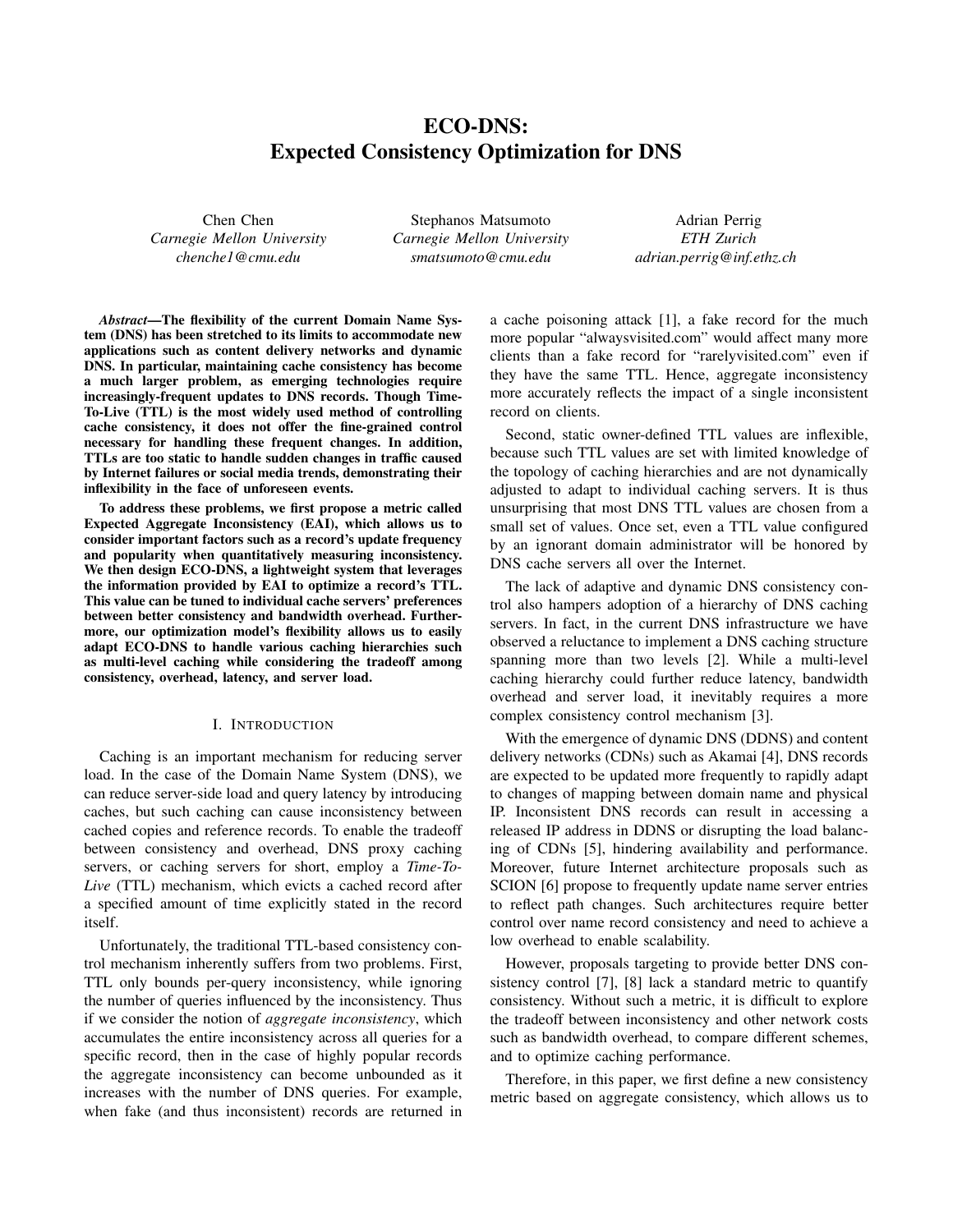# ECO-DNS: Expected Consistency Optimization for DNS

Chen Chen
*Carnegie Mellon University*
*chenche1@cmu.edu*

Stephanos Matsumoto
*Carnegie Mellon University*
*smatsumoto@cmu.edu*

Adrian Perrig
*ETH Zurich*
*adrian.perrig@inf.ethz.ch*

***Abstract*—The flexibility of the current Domain Name System (DNS) has been stretched to its limits to accommodate new applications such as content delivery networks and dynamic DNS. In particular, maintaining cache consistency has become a much larger problem, as emerging technologies require increasingly-frequent updates to DNS records. Though Time-To-Live (TTL) is the most widely used method of controlling cache consistency, it does not offer the fine-grained control necessary for handling these frequent changes. In addition, TTLs are too static to handle sudden changes in traffic caused by Internet failures or social media trends, demonstrating their inflexibility in the face of unforeseen events.**

**To address these problems, we first propose a metric called Expected Aggregate Inconsistency (EAI), which allows us to consider important factors such as a record's update frequency and popularity when quantitatively measuring inconsistency. We then design ECO-DNS, a lightweight system that leverages the information provided by EAI to optimize a record's TTL. This value can be tuned to individual cache servers' preferences between better consistency and bandwidth overhead. Furthermore, our optimization model's flexibility allows us to easily adapt ECO-DNS to handle various caching hierarchies such as multi-level caching while considering the tradeoff among consistency, overhead, latency, and server load.**

## I. Introduction

Caching is an important mechanism for reducing server load. In the case of the Domain Name System (DNS), we can reduce server-side load and query latency by introducing caches, but such caching can cause inconsistency between cached copies and reference records. To enable the tradeoff between consistency and overhead, DNS proxy caching servers, or caching servers for short, employ a *Time-To-Live* (TTL) mechanism, which evicts a cached record after a specified amount of time explicitly stated in the record itself.

Unfortunately, the traditional TTL-based consistency control mechanism inherently suffers from two problems. First, TTL only bounds per-query inconsistency, while ignoring the number of queries influenced by the inconsistency. Thus if we consider the notion of *aggregate inconsistency*, which accumulates the entire inconsistency across all queries for a specific record, then in the case of highly popular records the aggregate inconsistency can become unbounded as it increases with the number of DNS queries. For example, when fake (and thus inconsistent) records are returned in a cache poisoning attack [1], a fake record for the much more popular "alwaysvisited.com" would affect many more clients than a fake record for "rarelyvisited.com" even if they have the same TTL. Hence, aggregate inconsistency more accurately reflects the impact of a single inconsistent record on clients.

Second, static owner-defined TTL values are inflexible, because such TTL values are set with limited knowledge of the topology of caching hierarchies and are not dynamically adjusted to adapt to individual caching servers. It is thus unsurprising that most DNS TTL values are chosen from a small set of values. Once set, even a TTL value configured by an ignorant domain administrator will be honored by DNS cache servers all over the Internet.

The lack of adaptive and dynamic DNS consistency control also hampers adoption of a hierarchy of DNS caching servers. In fact, in the current DNS infrastructure we have observed a reluctance to implement a DNS caching structure spanning more than two levels [2]. While a multi-level caching hierarchy could further reduce latency, bandwidth overhead and server load, it inevitably requires a more complex consistency control mechanism [3].

With the emergence of dynamic DNS (DDNS) and content delivery networks (CDNs) such as Akamai [4], DNS records are expected to be updated more frequently to rapidly adapt to changes of mapping between domain name and physical IP. Inconsistent DNS records can result in accessing a released IP address in DDNS or disrupting the load balancing of CDNs [5], hindering availability and performance. Moreover, future Internet architecture proposals such as SCION [6] propose to frequently update name server entries to reflect path changes. Such architectures require better control over name record consistency and need to achieve a low overhead to enable scalability.

However, proposals targeting to provide better DNS consistency control [7], [8] lack a standard metric to quantify consistency. Without such a metric, it is difficult to explore the tradeoff between inconsistency and other network costs such as bandwidth overhead, to compare different schemes, and to optimize caching performance.

Therefore, in this paper, we first define a new consistency metric based on aggregate consistency, which allows us to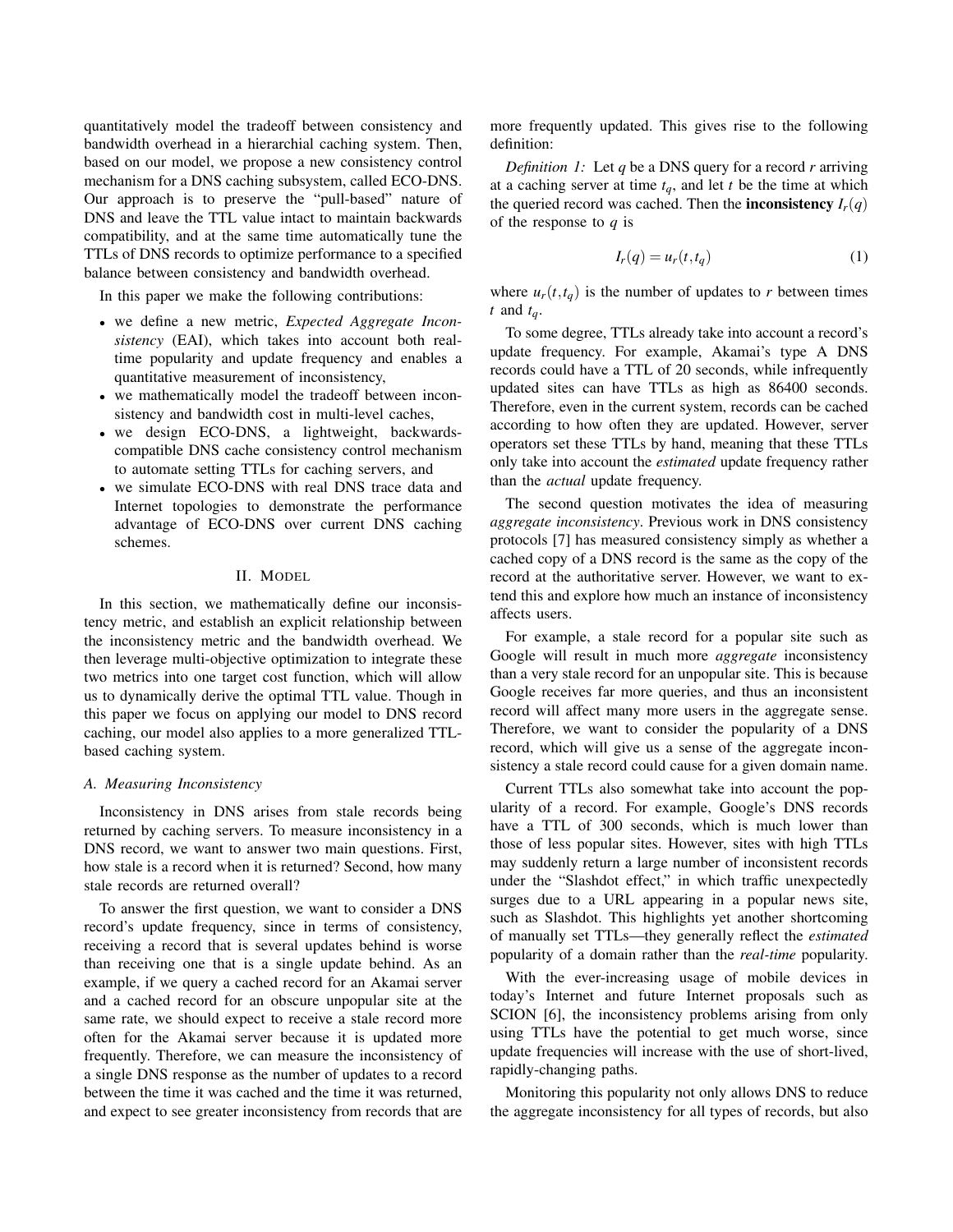quantitatively model the tradeoff between consistency and bandwidth overhead in a hierarchial caching system. Then, based on our model, we propose a new consistency control mechanism for a DNS caching subsystem, called ECO-DNS. Our approach is to preserve the "pull-based" nature of DNS and leave the TTL value intact to maintain backwards compatibility, and at the same time automatically tune the TTLs of DNS records to optimize performance to a specified balance between consistency and bandwidth overhead.

In this paper we make the following contributions:

- we define a new metric, *Expected Aggregate Inconsistency* (EAI), which takes into account both real-time popularity and update frequency and enables a quantitative measurement of inconsistency,
- we mathematically model the tradeoff between inconsistency and bandwidth cost in multi-level caches,
- we design ECO-DNS, a lightweight, backwards-compatible DNS cache consistency control mechanism to automate setting TTLs for caching servers, and
- we simulate ECO-DNS with real DNS trace data and Internet topologies to demonstrate the performance advantage of ECO-DNS over current DNS caching schemes.

## II. Model

In this section, we mathematically define our inconsistency metric, and establish an explicit relationship between the inconsistency metric and the bandwidth overhead. We then leverage multi-objective optimization to integrate these two metrics into one target cost function, which will allow us to dynamically derive the optimal TTL value. Though in this paper we focus on applying our model to DNS record caching, our model also applies to a more generalized TTL-based caching system.

### A. Measuring Inconsistency

Inconsistency in DNS arises from stale records being returned by caching servers. To measure inconsistency in a DNS record, we want to answer two main questions. First, how stale is a record when it is returned? Second, how many stale records are returned overall?

To answer the first question, we want to consider a DNS record's update frequency, since in terms of consistency, receiving a record that is several updates behind is worse than receiving one that is a single update behind. As an example, if we query a cached record for an Akamai server and a cached record for an obscure unpopular site at the same rate, we should expect to receive a stale record more often for the Akamai server because it is updated more frequently. Therefore, we can measure the inconsistency of a single DNS response as the number of updates to a record between the time it was cached and the time it was returned, and expect to see greater inconsistency from records that are more frequently updated. This gives rise to the following definition:

*Definition 1:* Let $q$ be a DNS query for a record $r$ arriving at a caching server at time $t_q$, and let $t$ be the time at which the queried record was cached. Then the **inconsistency** $I_r(q)$ of the response to $q$ is

$$I_r(q) = u_r(t, t_q) \tag{1}$$

where $u_r(t, t_q)$ is the number of updates to $r$ between times $t$ and $t_q$.

To some degree, TTLs already take into account a record's update frequency. For example, Akamai's type A DNS records could have a TTL of 20 seconds, while infrequently updated sites can have TTLs as high as 86400 seconds. Therefore, even in the current system, records can be cached according to how often they are updated. However, server operators set these TTLs by hand, meaning that these TTLs only take into account the *estimated* update frequency rather than the *actual* update frequency.

The second question motivates the idea of measuring *aggregate inconsistency*. Previous work in DNS consistency protocols [7] has measured consistency simply as whether a cached copy of a DNS record is the same as the copy of the record at the authoritative server. However, we want to extend this and explore how much an instance of inconsistency affects users.

For example, a stale record for a popular site such as Google will result in much more *aggregate* inconsistency than a very stale record for an unpopular site. This is because Google receives far more queries, and thus an inconsistent record will affect many more users in the aggregate sense. Therefore, we want to consider the popularity of a DNS record, which will give us a sense of the aggregate inconsistency a stale record could cause for a given domain name.

Current TTLs also somewhat take into account the popularity of a record. For example, Google's DNS records have a TTL of 300 seconds, which is much lower than those of less popular sites. However, sites with high TTLs may suddenly return a large number of inconsistent records under the "Slashdot effect," in which traffic unexpectedly surges due to a URL appearing in a popular news site, such as Slashdot. This highlights yet another shortcoming of manually set TTLs—they generally reflect the *estimated* popularity of a domain rather than the *real-time* popularity.

With the ever-increasing usage of mobile devices in today's Internet and future Internet proposals such as SCION [6], the inconsistency problems arising from only using TTLs have the potential to get much worse, since update frequencies will increase with the use of short-lived, rapidly-changing paths.

Monitoring this popularity not only allows DNS to reduce the aggregate inconsistency for all types of records, but also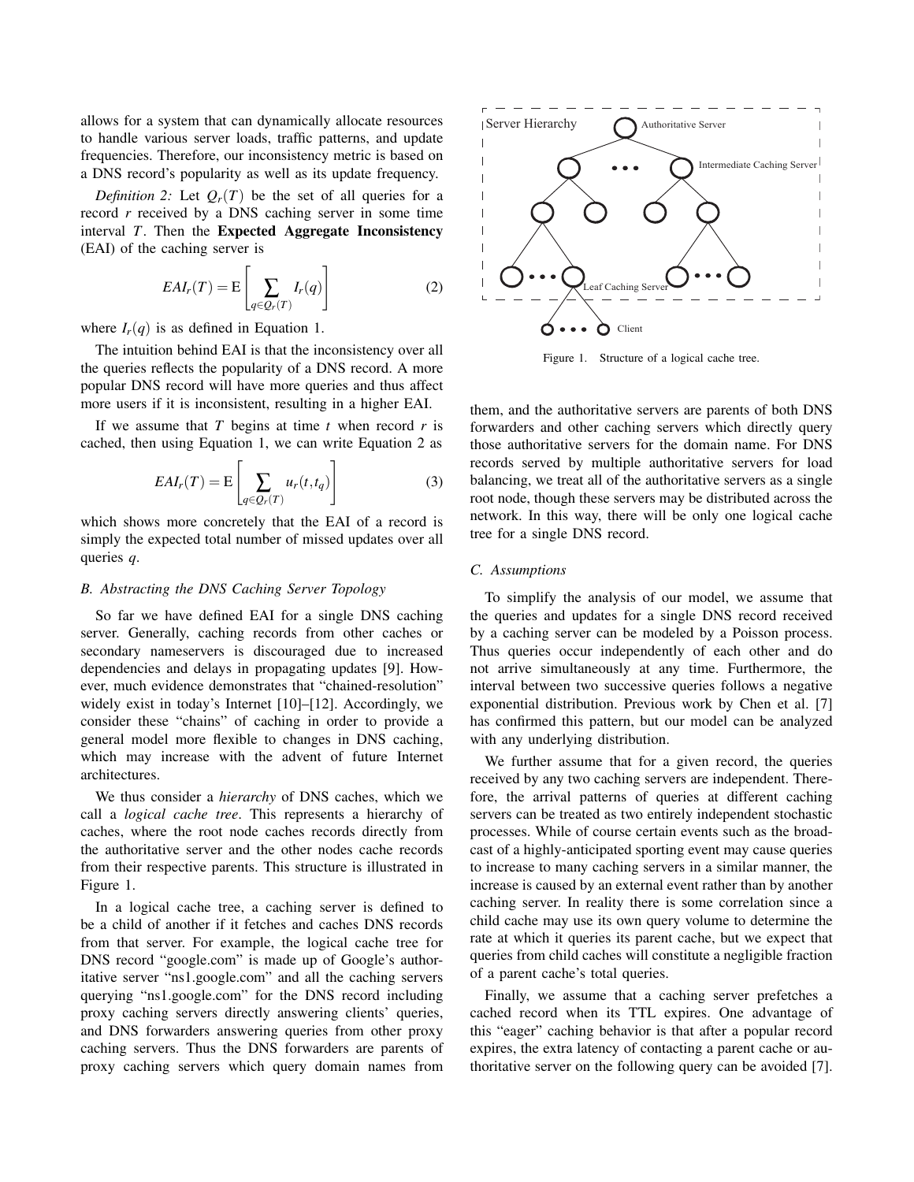allows for a system that can dynamically allocate resources to handle various server loads, traffic patterns, and update frequencies. Therefore, our inconsistency metric is based on a DNS record's popularity as well as its update frequency.

*Definition 2:* Let $Q_r(T)$ be the set of all queries for a record $r$ received by a DNS caching server in some time interval $T$. Then the **Expected Aggregate Inconsistency** (EAI) of the caching server is

$$EAI_r(T) = \mathrm{E}\left[\sum_{q \in Q_r(T)} I_r(q)\right] \tag{2}$$

where $I_r(q)$ is as defined in Equation 1.

The intuition behind EAI is that the inconsistency over all the queries reflects the popularity of a DNS record. A more popular DNS record will have more queries and thus affect more users if it is inconsistent, resulting in a higher EAI.

If we assume that $T$ begins at time $t$ when record $r$ is cached, then using Equation 1, we can write Equation 2 as

$$EAI_r(T) = \mathrm{E}\left[\sum_{q \in Q_r(T)} u_r(t, t_q)\right] \tag{3}$$

which shows more concretely that the EAI of a record is simply the expected total number of missed updates over all queries $q$.

### B. Abstracting the DNS Caching Server Topology

So far we have defined EAI for a single DNS caching server. Generally, caching records from other caches or secondary nameservers is discouraged due to increased dependencies and delays in propagating updates [9]. However, much evidence demonstrates that "chained-resolution" widely exist in today's Internet [10]–[12]. Accordingly, we consider these "chains" of caching in order to provide a general model more flexible to changes in DNS caching, which may increase with the advent of future Internet architectures.

We thus consider a *hierarchy* of DNS caches, which we call a *logical cache tree*. This represents a hierarchy of caches, where the root node caches records directly from the authoritative server and the other nodes cache records from their respective parents. This structure is illustrated in Figure 1.

In a logical cache tree, a caching server is defined to be a child of another if it fetches and caches DNS records from that server. For example, the logical cache tree for DNS record "google.com" is made up of Google's authoritative server "ns1.google.com" and all the caching servers querying "ns1.google.com" for the DNS record including proxy caching servers directly answering clients' queries, and DNS forwarders answering queries from other proxy caching servers. Thus the DNS forwarders are parents of proxy caching servers which query domain names from them, and the authoritative servers are parents of both DNS forwarders and other caching servers which directly query those authoritative servers for the domain name. For DNS records served by multiple authoritative servers for load balancing, we treat all of the authoritative servers as a single root node, though these servers may be distributed across the network. In this way, there will be only one logical cache tree for a single DNS record.

Server Hierarchy

Authoritative Server

Intermediate Caching Server

Leaf Caching Server

Client

Figure 1. Structure of a logical cache tree.

### C. Assumptions

To simplify the analysis of our model, we assume that the queries and updates for a single DNS record received by a caching server can be modeled by a Poisson process. Thus queries occur independently of each other and do not arrive simultaneously at any time. Furthermore, the interval between two successive queries follows a negative exponential distribution. Previous work by Chen et al. [7] has confirmed this pattern, but our model can be analyzed with any underlying distribution.

We further assume that for a given record, the queries received by any two caching servers are independent. Therefore, the arrival patterns of queries at different caching servers can be treated as two entirely independent stochastic processes. While of course certain events such as the broadcast of a highly-anticipated sporting event may cause queries to increase to many caching servers in a similar manner, the increase is caused by an external event rather than by another caching server. In reality there is some correlation since a child cache may use its own query volume to determine the rate at which it queries its parent cache, but we expect that queries from child caches will constitute a negligible fraction of a parent cache's total queries.

Finally, we assume that a caching server prefetches a cached record when its TTL expires. One advantage of this "eager" caching behavior is that after a popular record expires, the extra latency of contacting a parent cache or authoritative server on the following query can be avoided [7].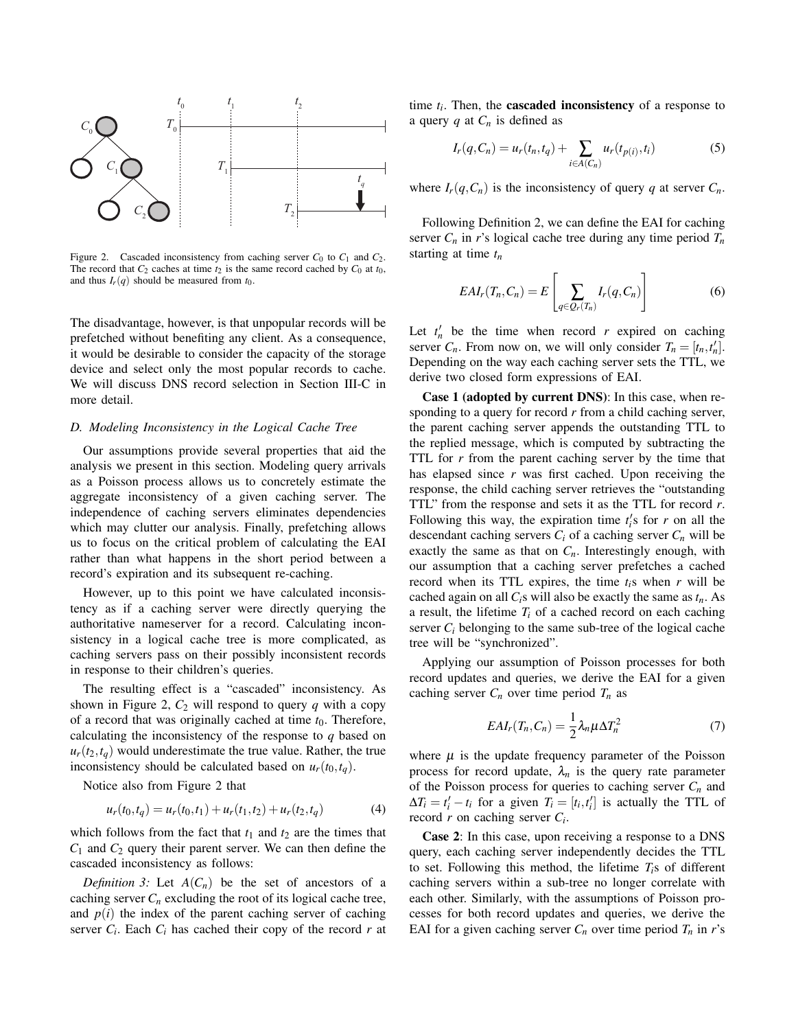Figure 2. Cascaded inconsistency from caching server $C_0$ to $C_1$ and $C_2$. The record that $C_2$ caches at time $t_2$ is the same record cached by $C_0$ at $t_0$, and thus $I_r(q)$ should be measured from $t_0$.

The disadvantage, however, is that unpopular records will be prefetched without benefiting any client. As a consequence, it would be desirable to consider the capacity of the storage device and select only the most popular records to cache. We will discuss DNS record selection in Section III-C in more detail.

### D. Modeling Inconsistency in the Logical Cache Tree

Our assumptions provide several properties that aid the analysis we present in this section. Modeling query arrivals as a Poisson process allows us to concretely estimate the aggregate inconsistency of a given caching server. The independence of caching servers eliminates dependencies which may clutter our analysis. Finally, prefetching allows us to focus on the critical problem of calculating the EAI rather than what happens in the short period between a record's expiration and its subsequent re-caching.

However, up to this point we have calculated inconsistency as if a caching server were directly querying the authoritative nameserver for a record. Calculating inconsistency in a logical cache tree is more complicated, as caching servers pass on their possibly inconsistent records in response to their children's queries.

The resulting effect is a "cascaded" inconsistency. As shown in Figure 2, $C_2$ will respond to query $q$ with a copy of a record that was originally cached at time $t_0$. Therefore, calculating the inconsistency of the response to $q$ based on $u_r(t_2,t_q)$ would underestimate the true value. Rather, the true inconsistency should be calculated based on $u_r(t_0,t_q)$.

Notice also from Figure 2 that

$$u_r(t_0,t_q) = u_r(t_0,t_1) + u_r(t_1,t_2) + u_r(t_2,t_q) \tag{4}$$

which follows from the fact that $t_1$ and $t_2$ are the times that $C_1$ and $C_2$ query their parent server. We can then define the cascaded inconsistency as follows:

*Definition 3:* Let $A(C_n)$ be the set of ancestors of a caching server $C_n$ excluding the root of its logical cache tree, and $p(i)$ the index of the parent caching server of caching server $C_i$. Each $C_i$ has cached their copy of the record $r$ at time $t_i$. Then, the **cascaded inconsistency** of a response to a query $q$ at $C_n$ is defined as

$$I_r(q,C_n) = u_r(t_n,t_q) + \sum_{i \in A(C_n)} u_r(t_{p(i)},t_i) \tag{5}$$

where $I_r(q,C_n)$ is the inconsistency of query $q$ at server $C_n$.

Following Definition 2, we can define the EAI for caching server $C_n$ in $r$'s logical cache tree during any time period $T_n$ starting at time $t_n$

$$EAI_r(T_n,C_n) = E\left[\sum_{q \in Q_r(T_n)} I_r(q,C_n)\right] \tag{6}$$

Let $t_n'$ be the time when record $r$ expired on caching server $C_n$. From now on, we will only consider $T_n = [t_n,t_n']$. Depending on the way each caching server sets the TTL, we derive two closed form expressions of EAI.

**Case 1 (adopted by current DNS)**: In this case, when responding to a query for record $r$ from a child caching server, the parent caching server appends the outstanding TTL to the replied message, which is computed by subtracting the TTL for $r$ from the parent caching server by the time that has elapsed since $r$ was first cached. Upon receiving the response, the child caching server retrieves the "outstanding TTL" from the response and sets it as the TTL for record $r$. Following this way, the expiration time $t_i'$s for $r$ on all the descendant caching servers $C_i$ of a caching server $C_n$ will be exactly the same as that on $C_n$. Interestingly enough, with our assumption that a caching server prefetches a cached record when its TTL expires, the time $t_i$s when $r$ will be cached again on all $C_i$s will also be exactly the same as $t_n$. As a result, the lifetime $T_i$ of a cached record on each caching server $C_i$ belonging to the same sub-tree of the logical cache tree will be "synchronized".

Applying our assumption of Poisson processes for both record updates and queries, we derive the EAI for a given caching server $C_n$ over time period $T_n$ as

$$EAI_r(T_n,C_n) = \frac{1}{2}\lambda_n \mu \Delta T_n^2 \tag{7}$$

where $\mu$ is the update frequency parameter of the Poisson process for record update, $\lambda_n$ is the query rate parameter of the Poisson process for queries to caching server $C_n$ and $\Delta T_i = t_i' - t_i$ for a given $T_i = [t_i,t_i']$ is actually the TTL of record $r$ on caching server $C_i$.

**Case 2**: In this case, upon receiving a response to a DNS query, each caching server independently decides the TTL to set. Following this method, the lifetime $T_i$s of different caching servers within a sub-tree no longer correlate with each other. Similarly, with the assumptions of Poisson processes for both record updates and queries, we derive the EAI for a given caching server $C_n$ over time period $T_n$ in $r$'s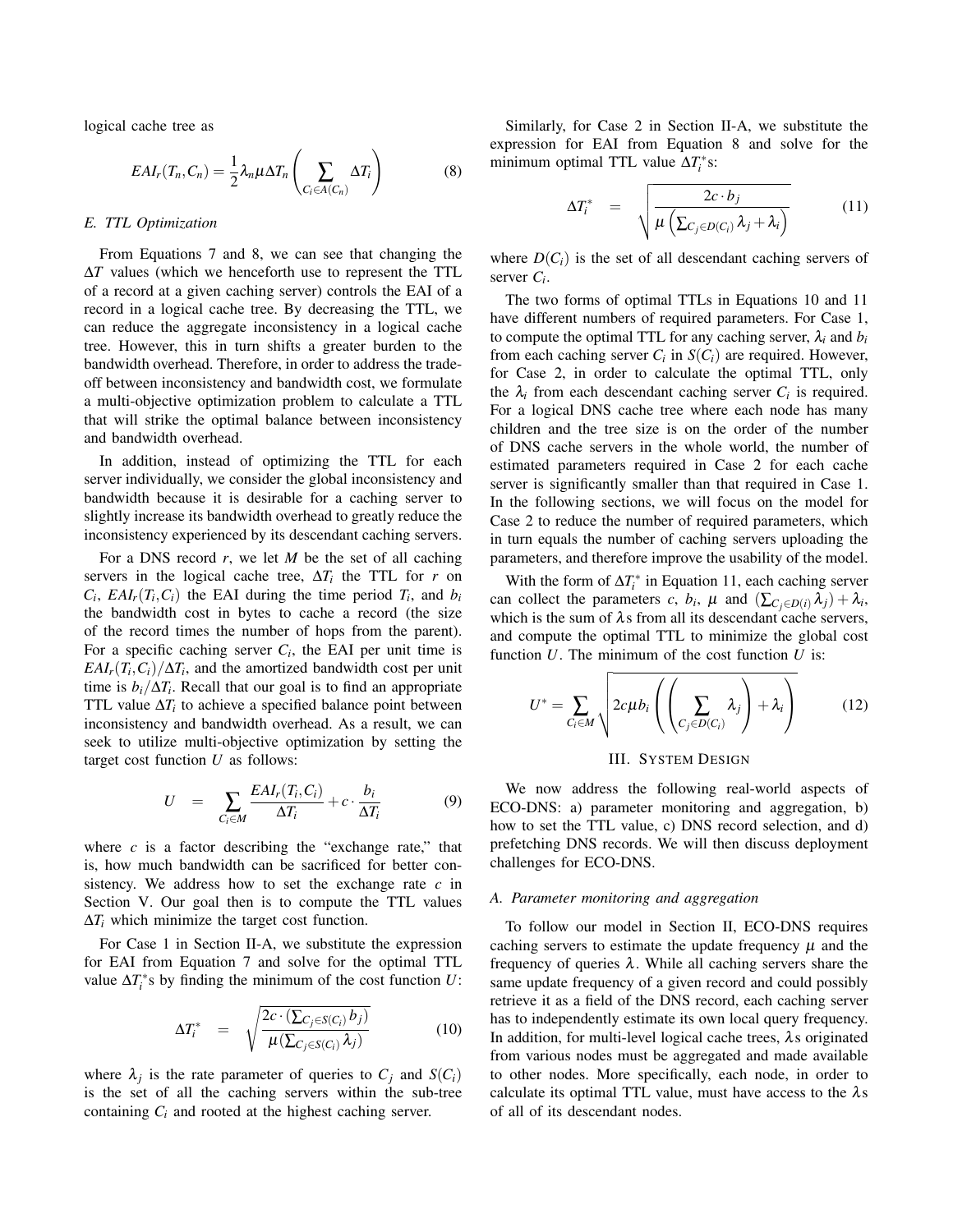logical cache tree as

$$EAI_r(T_n, C_n) = \frac{1}{2}\lambda_n \mu \Delta T_n \left( \sum_{C_i \in A(C_n)} \Delta T_i \right) \tag{8}$$

### E. TTL Optimization

From Equations 7 and 8, we can see that changing the $\Delta T$ values (which we henceforth use to represent the TTL of a record at a given caching server) controls the EAI of a record in a logical cache tree. By decreasing the TTL, we can reduce the aggregate inconsistency in a logical cache tree. However, this in turn shifts a greater burden to the bandwidth overhead. Therefore, in order to address the trade-off between inconsistency and bandwidth cost, we formulate a multi-objective optimization problem to calculate a TTL that will strike the optimal balance between inconsistency and bandwidth overhead.

In addition, instead of optimizing the TTL for each server individually, we consider the global inconsistency and bandwidth because it is desirable for a caching server to slightly increase its bandwidth overhead to greatly reduce the inconsistency experienced by its descendant caching servers.

For a DNS record $r$, we let $M$ be the set of all caching servers in the logical cache tree, $\Delta T_i$ the TTL for $r$ on $C_i$, $EAI_r(T_i, C_i)$ the EAI during the time period $T_i$, and $b_i$ the bandwidth cost in bytes to cache a record (the size of the record times the number of hops from the parent). For a specific caching server $C_i$, the EAI per unit time is $EAI_r(T_i, C_i)/\Delta T_i$, and the amortized bandwidth cost per unit time is $b_i/\Delta T_i$. Recall that our goal is to find an appropriate TTL value $\Delta T_i$ to achieve a specified balance point between inconsistency and bandwidth overhead. As a result, we can seek to utilize multi-objective optimization by setting the target cost function $U$ as follows:

$$U = \sum_{C_i \in M} \frac{EAI_r(T_i, C_i)}{\Delta T_i} + c \cdot \frac{b_i}{\Delta T_i} \tag{9}$$

where $c$ is a factor describing the "exchange rate," that is, how much bandwidth can be sacrificed for better consistency. We address how to set the exchange rate $c$ in Section V. Our goal then is to compute the TTL values $\Delta T_i$ which minimize the target cost function.

For Case 1 in Section II-A, we substitute the expression for EAI from Equation 7 and solve for the optimal TTL value $\Delta T_i^*$s by finding the minimum of the cost function $U$:

$$\Delta T_i^* = \sqrt{\frac{2c \cdot (\sum_{C_j \in S(C_i)} b_j)}{\mu (\sum_{C_j \in S(C_i)} \lambda_j)}} \tag{10}$$

where $\lambda_j$ is the rate parameter of queries to $C_j$ and $S(C_i)$ is the set of all the caching servers within the sub-tree containing $C_i$ and rooted at the highest caching server.

Similarly, for Case 2 in Section II-A, we substitute the expression for EAI from Equation 8 and solve for the minimum optimal TTL value $\Delta T_i^*$s:

$$\Delta T_i^* = \sqrt{\frac{2c \cdot b_j}{\mu \left( \sum_{C_j \in D(C_i)} \lambda_j + \lambda_i \right)}} \tag{11}$$

where $D(C_i)$ is the set of all descendant caching servers of server $C_i$.

The two forms of optimal TTLs in Equations 10 and 11 have different numbers of required parameters. For Case 1, to compute the optimal TTL for any caching server, $\lambda_i$ and $b_i$ from each caching server $C_i$ in $S(C_i)$ are required. However, for Case 2, in order to calculate the optimal TTL, only the $\lambda_i$ from each descendant caching server $C_i$ is required. For a logical DNS cache tree where each node has many children and the tree size is on the order of the number of DNS cache servers in the whole world, the number of estimated parameters required in Case 2 for each cache server is significantly smaller than that required in Case 1. In the following sections, we will focus on the model for Case 2 to reduce the number of required parameters, which in turn equals the number of caching servers uploading the parameters, and therefore improve the usability of the model.

With the form of $\Delta T_i^*$ in Equation 11, each caching server can collect the parameters $c$, $b_i$, $\mu$ and $(\sum_{C_j \in D(i)} \lambda_j) + \lambda_i$, which is the sum of $\lambda$s from all its descendant cache servers, and compute the optimal TTL to minimize the global cost function $U$. The minimum of the cost function $U$ is:

$$U^* = \sum_{C_i \in M} \sqrt{2c\mu b_i \left( \left( \sum_{C_j \in D(C_i)} \lambda_j \right) + \lambda_i \right)} \tag{12}$$

## III. System Design

We now address the following real-world aspects of ECO-DNS: a) parameter monitoring and aggregation, b) how to set the TTL value, c) DNS record selection, and d) prefetching DNS records. We will then discuss deployment challenges for ECO-DNS.

### A. Parameter monitoring and aggregation

To follow our model in Section II, ECO-DNS requires caching servers to estimate the update frequency $\mu$ and the frequency of queries $\lambda$. While all caching servers share the same update frequency of a given record and could possibly retrieve it as a field of the DNS record, each caching server has to independently estimate its own local query frequency. In addition, for multi-level logical cache trees, $\lambda$s originated from various nodes must be aggregated and made available to other nodes. More specifically, each node, in order to calculate its optimal TTL value, must have access to the $\lambda$s of all of its descendant nodes.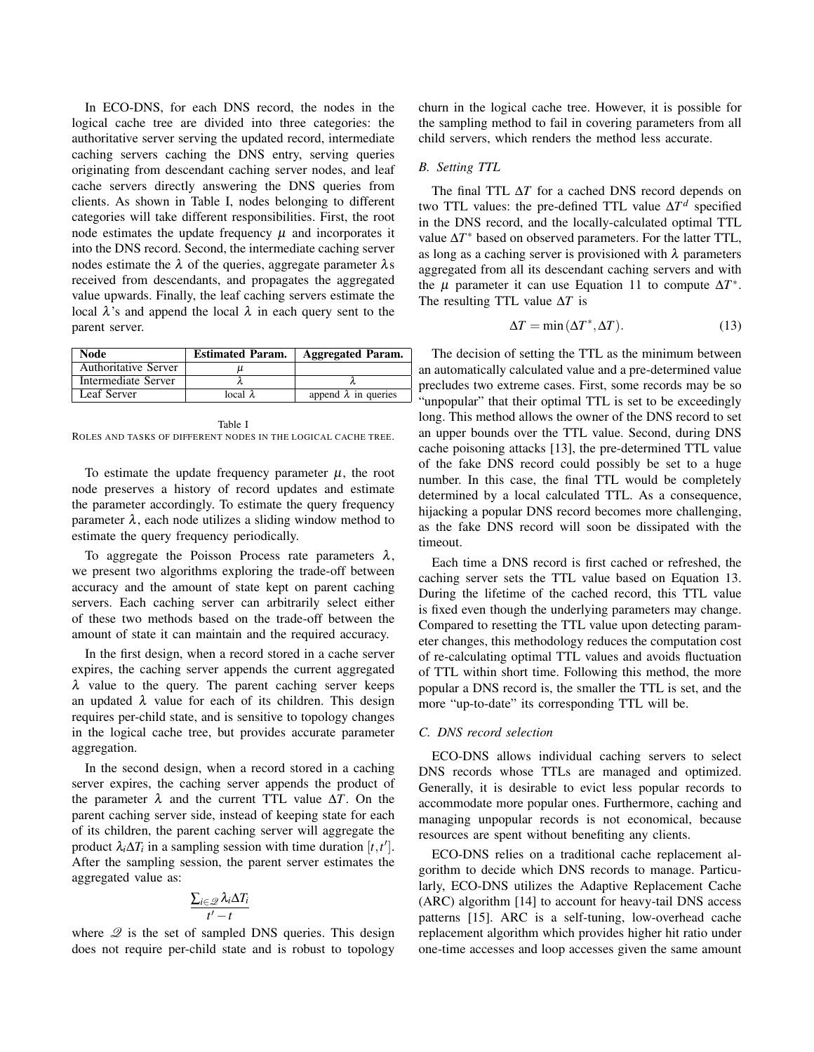In ECO-DNS, for each DNS record, the nodes in the logical cache tree are divided into three categories: the authoritative server serving the updated record, intermediate caching servers caching the DNS entry, serving queries originating from descendant caching server nodes, and leaf cache servers directly answering the DNS queries from clients. As shown in Table I, nodes belonging to different categories will take different responsibilities. First, the root node estimates the update frequency $\mu$ and incorporates it into the DNS record. Second, the intermediate caching server nodes estimate the $\lambda$ of the queries, aggregate parameter $\lambda$s received from descendants, and propagates the aggregated value upwards. Finally, the leaf caching servers estimate the local $\lambda$'s and append the local $\lambda$ in each query sent to the parent server.

| Node | Estimated Param. | Aggregated Param. |
|---|---|---|
| Authoritative Server | $\mu$ | |
| Intermediate Server | $\lambda$ | $\lambda$ |
| Leaf Server | local $\lambda$ | append $\lambda$ in queries |

Table I
ROLES AND TASKS OF DIFFERENT NODES IN THE LOGICAL CACHE TREE.

To estimate the update frequency parameter $\mu$, the root node preserves a history of record updates and estimate the parameter accordingly. To estimate the query frequency parameter $\lambda$, each node utilizes a sliding window method to estimate the query frequency periodically.

To aggregate the Poisson Process rate parameters $\lambda$, we present two algorithms exploring the trade-off between accuracy and the amount of state kept on parent caching servers. Each caching server can arbitrarily select either of these two methods based on the trade-off between the amount of state it can maintain and the required accuracy.

In the first design, when a record stored in a cache server expires, the caching server appends the current aggregated $\lambda$ value to the query. The parent caching server keeps an updated $\lambda$ value for each of its children. This design requires per-child state, and is sensitive to topology changes in the logical cache tree, but provides accurate parameter aggregation.

In the second design, when a record stored in a caching server expires, the caching server appends the product of the parameter $\lambda$ and the current TTL value $\Delta T$. On the parent caching server side, instead of keeping state for each of its children, the parent caching server will aggregate the product $\lambda_i \Delta T_i$ in a sampling session with time duration $[t, t']$. After the sampling session, the parent server estimates the aggregated value as:

$$\frac{\sum_{i \in \mathscr{Q}} \lambda_i \Delta T_i}{t' - t}$$

where $\mathscr{Q}$ is the set of sampled DNS queries. This design does not require per-child state and is robust to topology churn in the logical cache tree. However, it is possible for the sampling method to fail in covering parameters from all child servers, which renders the method less accurate.

### B. Setting TTL

The final TTL $\Delta T$ for a cached DNS record depends on two TTL values: the pre-defined TTL value $\Delta T^d$ specified in the DNS record, and the locally-calculated optimal TTL value $\Delta T^*$ based on observed parameters. For the latter TTL, as long as a caching server is provisioned with $\lambda$ parameters aggregated from all its descendant caching servers and with the $\mu$ parameter it can use Equation 11 to compute $\Delta T^*$. The resulting TTL value $\Delta T$ is

$$\Delta T = \min(\Delta T^*, \Delta T). \tag{13}$$

The decision of setting the TTL as the minimum between an automatically calculated value and a pre-determined value precludes two extreme cases. First, some records may be so "unpopular" that their optimal TTL is set to be exceedingly long. This method allows the owner of the DNS record to set an upper bounds over the TTL value. Second, during DNS cache poisoning attacks [13], the pre-determined TTL value of the fake DNS record could possibly be set to a huge number. In this case, the final TTL would be completely determined by a local calculated TTL. As a consequence, hijacking a popular DNS record becomes more challenging, as the fake DNS record will soon be dissipated with the timeout.

Each time a DNS record is first cached or refreshed, the caching server sets the TTL value based on Equation 13. During the lifetime of the cached record, this TTL value is fixed even though the underlying parameters may change. Compared to resetting the TTL value upon detecting parameter changes, this methodology reduces the computation cost of re-calculating optimal TTL values and avoids fluctuation of TTL within short time. Following this method, the more popular a DNS record is, the smaller the TTL is set, and the more "up-to-date" its corresponding TTL will be.

### C. DNS record selection

ECO-DNS allows individual caching servers to select DNS records whose TTLs are managed and optimized. Generally, it is desirable to evict less popular records to accommodate more popular ones. Furthermore, caching and managing unpopular records is not economical, because resources are spent without benefiting any clients.

ECO-DNS relies on a traditional cache replacement algorithm to decide which DNS records to manage. Particularly, ECO-DNS utilizes the Adaptive Replacement Cache (ARC) algorithm [14] to account for heavy-tail DNS access patterns [15]. ARC is a self-tuning, low-overhead cache replacement algorithm which provides higher hit ratio under one-time accesses and loop accesses given the same amount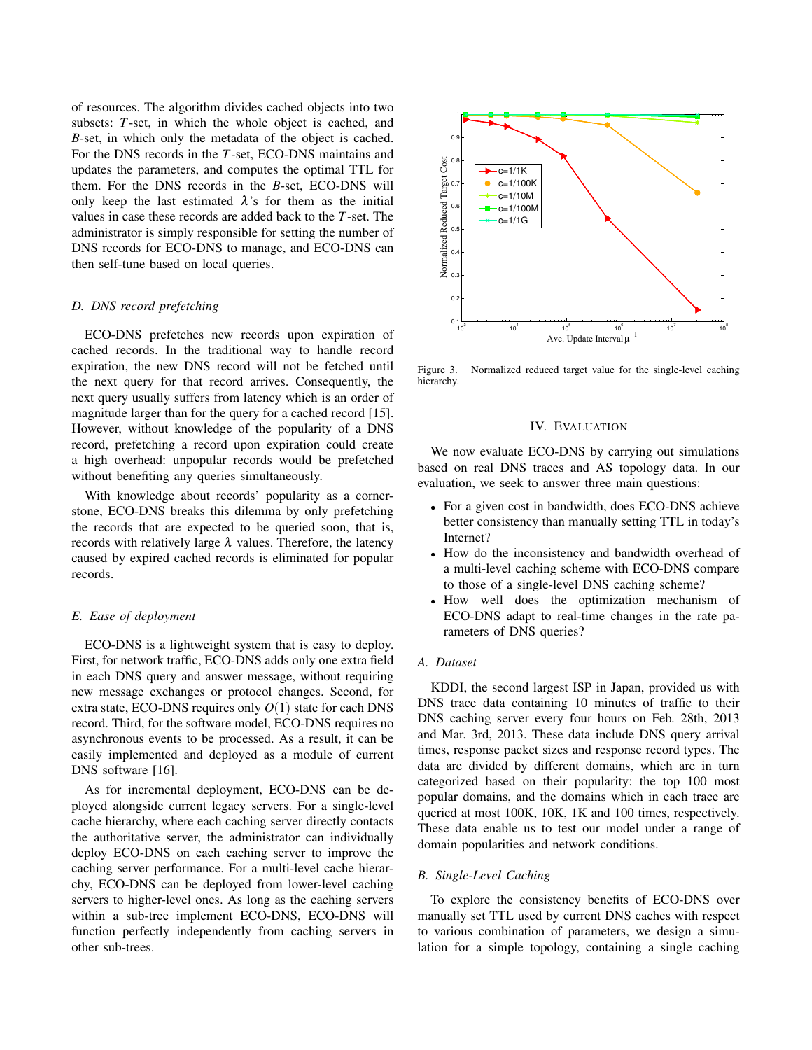of resources. The algorithm divides cached objects into two subsets: $T$-set, in which the whole object is cached, and $B$-set, in which only the metadata of the object is cached. For the DNS records in the $T$-set, ECO-DNS maintains and updates the parameters, and computes the optimal TTL for them. For the DNS records in the $B$-set, ECO-DNS will only keep the last estimated $\lambda$'s for them as the initial values in case these records are added back to the $T$-set. The administrator is simply responsible for setting the number of DNS records for ECO-DNS to manage, and ECO-DNS can then self-tune based on local queries.

### *D. DNS record prefetching*

ECO-DNS prefetches new records upon expiration of cached records. In the traditional way to handle record expiration, the new DNS record will not be fetched until the next query for that record arrives. Consequently, the next query usually suffers from latency which is an order of magnitude larger than for the query for a cached record [15]. However, without knowledge of the popularity of a DNS record, prefetching a record upon expiration could create a high overhead: unpopular records would be prefetched without benefiting any queries simultaneously.

With knowledge about records' popularity as a cornerstone, ECO-DNS breaks this dilemma by only prefetching the records that are expected to be queried soon, that is, records with relatively large $\lambda$ values. Therefore, the latency caused by expired cached records is eliminated for popular records.

### *E. Ease of deployment*

ECO-DNS is a lightweight system that is easy to deploy. First, for network traffic, ECO-DNS adds only one extra field in each DNS query and answer message, without requiring new message exchanges or protocol changes. Second, for extra state, ECO-DNS requires only $O(1)$ state for each DNS record. Third, for the software model, ECO-DNS requires no asynchronous events to be processed. As a result, it can be easily implemented and deployed as a module of current DNS software [16].

As for incremental deployment, ECO-DNS can be deployed alongside current legacy servers. For a single-level cache hierarchy, where each caching server directly contacts the authoritative server, the administrator can individually deploy ECO-DNS on each caching server to improve the caching server performance. For a multi-level cache hierarchy, ECO-DNS can be deployed from lower-level caching servers to higher-level ones. As long as the caching servers within a sub-tree implement ECO-DNS, ECO-DNS will function perfectly independently from caching servers in other sub-trees.

Figure 3. Normalized reduced target value for the single-level caching hierarchy.

## IV. Evaluation

We now evaluate ECO-DNS by carrying out simulations based on real DNS traces and AS topology data. In our evaluation, we seek to answer three main questions:

- For a given cost in bandwidth, does ECO-DNS achieve better consistency than manually setting TTL in today's Internet?
- How do the inconsistency and bandwidth overhead of a multi-level caching scheme with ECO-DNS compare to those of a single-level DNS caching scheme?
- How well does the optimization mechanism of ECO-DNS adapt to real-time changes in the rate parameters of DNS queries?

### *A. Dataset*

KDDI, the second largest ISP in Japan, provided us with DNS trace data containing 10 minutes of traffic to their DNS caching server every four hours on Feb. 28th, 2013 and Mar. 3rd, 2013. These data include DNS query arrival times, response packet sizes and response record types. The data are divided by different domains, which are in turn categorized based on their popularity: the top 100 most popular domains, and the domains which in each trace are queried at most 100K, 10K, 1K and 100 times, respectively. These data enable us to test our model under a range of domain popularities and network conditions.

### *B. Single-Level Caching*

To explore the consistency benefits of ECO-DNS over manually set TTL used by current DNS caches with respect to various combination of parameters, we design a simulation for a simple topology, containing a single caching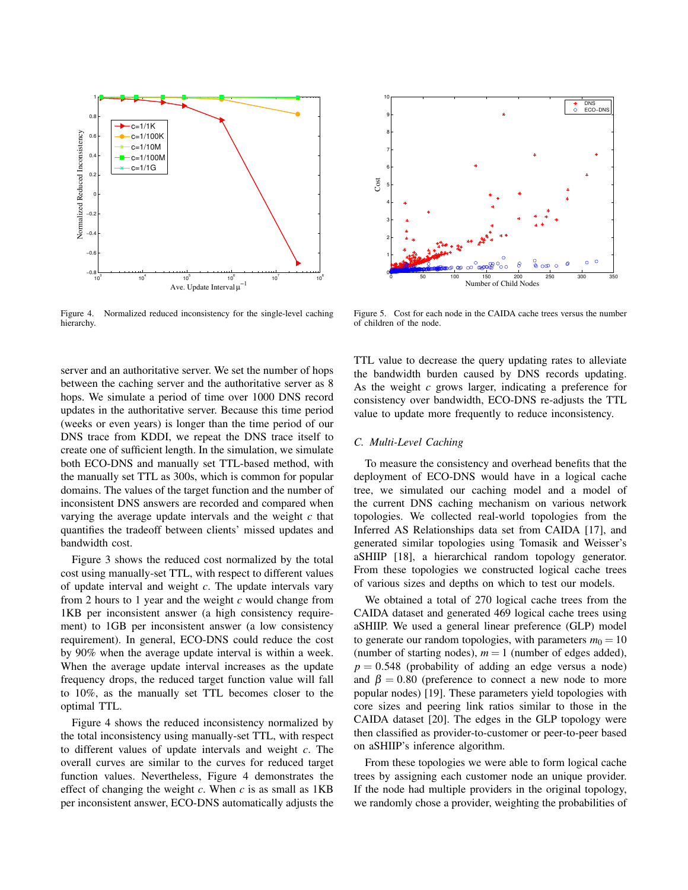Figure 4. Normalized reduced inconsistency for the single-level caching hierarchy.

Figure 5. Cost for each node in the CAIDA cache trees versus the number of children of the node.

server and an authoritative server. We set the number of hops between the caching server and the authoritative server as 8 hops. We simulate a period of time over 1000 DNS record updates in the authoritative server. Because this time period (weeks or even years) is longer than the time period of our DNS trace from KDDI, we repeat the DNS trace itself to create one of sufficient length. In the simulation, we simulate both ECO-DNS and manually set TTL-based method, with the manually set TTL as 300s, which is common for popular domains. The values of the target function and the number of inconsistent DNS answers are recorded and compared when varying the average update intervals and the weight $c$ that quantifies the tradeoff between clients' missed updates and bandwidth cost.

Figure 3 shows the reduced cost normalized by the total cost using manually-set TTL, with respect to different values of update interval and weight $c$. The update intervals vary from 2 hours to 1 year and the weight $c$ would change from 1KB per inconsistent answer (a high consistency requirement) to 1GB per inconsistent answer (a low consistency requirement). In general, ECO-DNS could reduce the cost by 90% when the average update interval is within a week. When the average update interval increases as the update frequency drops, the reduced target function value will fall to 10%, as the manually set TTL becomes closer to the optimal TTL.

Figure 4 shows the reduced inconsistency normalized by the total inconsistency using manually-set TTL, with respect to different values of update intervals and weight $c$. The overall curves are similar to the curves for reduced target function values. Nevertheless, Figure 4 demonstrates the effect of changing the weight $c$. When $c$ is as small as 1KB per inconsistent answer, ECO-DNS automatically adjusts the TTL value to decrease the query updating rates to alleviate the bandwidth burden caused by DNS records updating. As the weight $c$ grows larger, indicating a preference for consistency over bandwidth, ECO-DNS re-adjusts the TTL value to update more frequently to reduce inconsistency.

### *C. Multi-Level Caching*

To measure the consistency and overhead benefits that the deployment of ECO-DNS would have in a logical cache tree, we simulated our caching model and a model of the current DNS caching mechanism on various network topologies. We collected real-world topologies from the Inferred AS Relationships data set from CAIDA [17], and generated similar topologies using Tomasik and Weisser's aSHIIP [18], a hierarchical random topology generator. From these topologies we constructed logical cache trees of various sizes and depths on which to test our models.

We obtained a total of 270 logical cache trees from the CAIDA dataset and generated 469 logical cache trees using aSHIIP. We used a general linear preference (GLP) model to generate our random topologies, with parameters $m_0 = 10$ (number of starting nodes), $m = 1$ (number of edges added), $p = 0.548$ (probability of adding an edge versus a node) and $\beta = 0.80$ (preference to connect a new node to more popular nodes) [19]. These parameters yield topologies with core sizes and peering link ratios similar to those in the CAIDA dataset [20]. The edges in the GLP topology were then classified as provider-to-customer or peer-to-peer based on aSHIIP's inference algorithm.

From these topologies we were able to form logical cache trees by assigning each customer node an unique provider. If the node had multiple providers in the original topology, we randomly chose a provider, weighting the probabilities of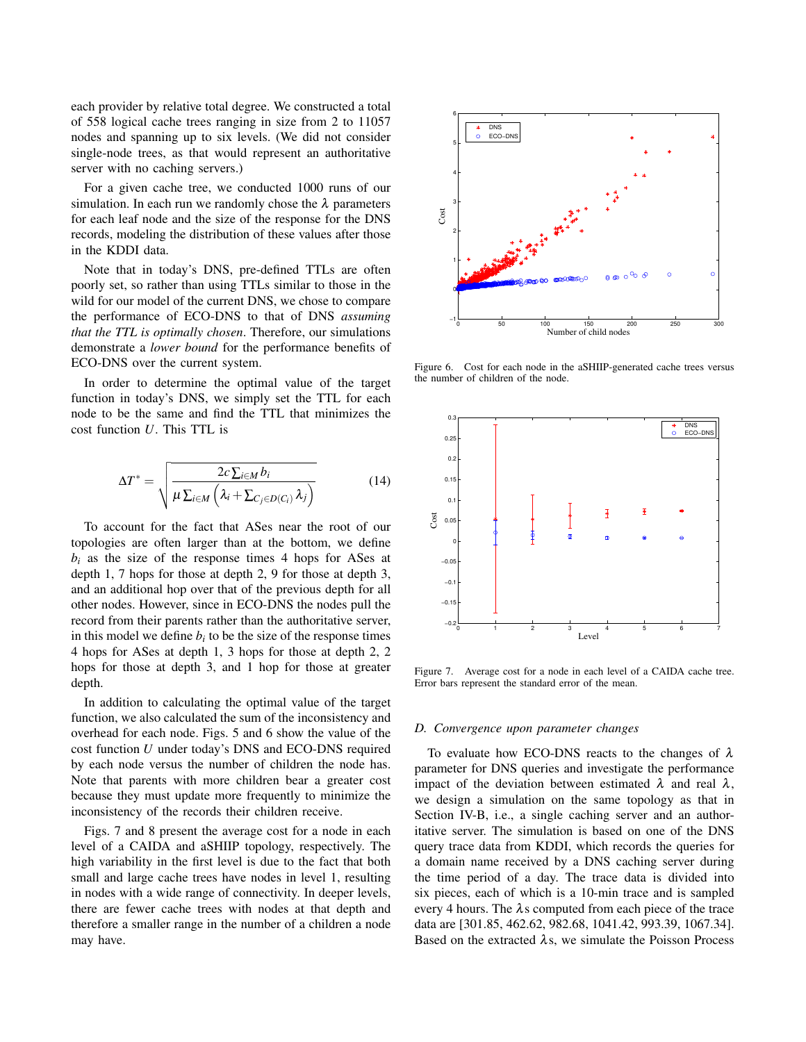each provider by relative total degree. We constructed a total of 558 logical cache trees ranging in size from 2 to 11057 nodes and spanning up to six levels. (We did not consider single-node trees, as that would represent an authoritative server with no caching servers.)

For a given cache tree, we conducted 1000 runs of our simulation. In each run we randomly chose the $\lambda$ parameters for each leaf node and the size of the response for the DNS records, modeling the distribution of these values after those in the KDDI data.

Note that in today's DNS, pre-defined TTLs are often poorly set, so rather than using TTLs similar to those in the wild for our model of the current DNS, we chose to compare the performance of ECO-DNS to that of DNS *assuming that the TTL is optimally chosen*. Therefore, our simulations demonstrate a *lower bound* for the performance benefits of ECO-DNS over the current system.

In order to determine the optimal value of the target function in today's DNS, we simply set the TTL for each node to be the same and find the TTL that minimizes the cost function $U$. This TTL is

$$\Delta T^* = \sqrt{\frac{2c\sum_{i\in M} b_i}{\mu \sum_{i\in M}\left(\lambda_i + \sum_{C_j\in D(C_i)} \lambda_j\right)}} \quad (14)$$

To account for the fact that ASes near the root of our topologies are often larger than at the bottom, we define $b_i$ as the size of the response times 4 hops for ASes at depth 1, 7 hops for those at depth 2, 9 for those at depth 3, and an additional hop over that of the previous depth for all other nodes. However, since in ECO-DNS the nodes pull the record from their parents rather than the authoritative server, in this model we define $b_i$ to be the size of the response times 4 hops for ASes at depth 1, 3 hops for those at depth 2, 2 hops for those at depth 3, and 1 hop for those at greater depth.

In addition to calculating the optimal value of the target function, we also calculated the sum of the inconsistency and overhead for each node. Figs. 5 and 6 show the value of the cost function $U$ under today's DNS and ECO-DNS required by each node versus the number of children the node has. Note that parents with more children bear a greater cost because they must update more frequently to minimize the inconsistency of the records their children receive.

Figs. 7 and 8 present the average cost for a node in each level of a CAIDA and aSHIIP topology, respectively. The high variability in the first level is due to the fact that both small and large cache trees have nodes in level 1, resulting in nodes with a wide range of connectivity. In deeper levels, there are fewer cache trees with nodes at that depth and therefore a smaller range in the number of a children a node may have.

Figure 6. Cost for each node in the aSHIIP-generated cache trees versus the number of children of the node.

Figure 7. Average cost for a node in each level of a CAIDA cache tree. Error bars represent the standard error of the mean.

### D. Convergence upon parameter changes

To evaluate how ECO-DNS reacts to the changes of $\lambda$ parameter for DNS queries and investigate the performance impact of the deviation between estimated $\lambda$ and real $\lambda$, we design a simulation on the same topology as that in Section IV-B, i.e., a single caching server and an authoritative server. The simulation is based on one of the DNS query trace data from KDDI, which records the queries for a domain name received by a DNS caching server during the time period of a day. The trace data is divided into six pieces, each of which is a 10-min trace and is sampled every 4 hours. The $\lambda$s computed from each piece of the trace data are [301.85, 462.62, 982.68, 1041.42, 993.39, 1067.34]. Based on the extracted $\lambda$s, we simulate the Poisson Process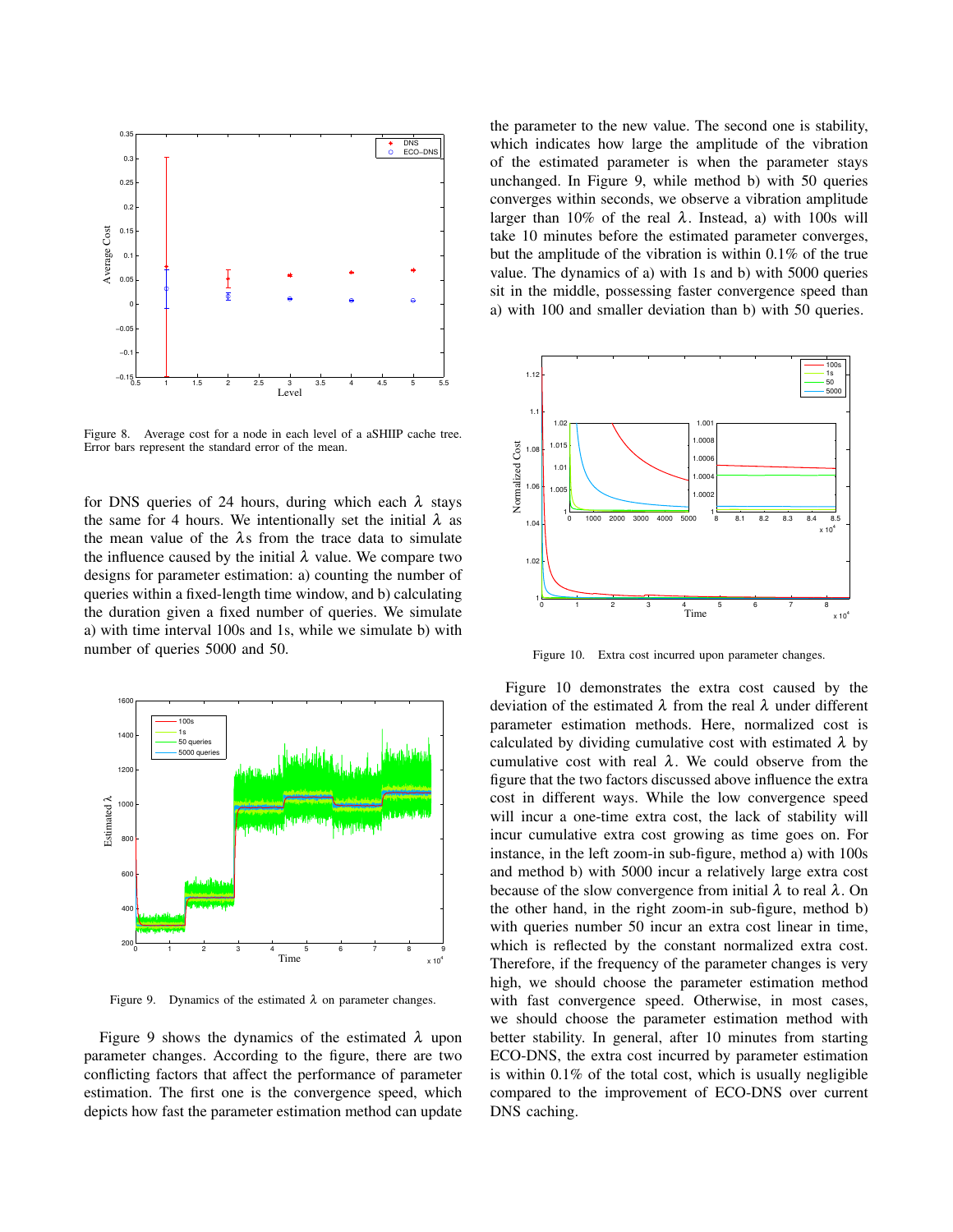Figure 8. Average cost for a node in each level of a aSHIIP cache tree. Error bars represent the standard error of the mean.

for DNS queries of 24 hours, during which each $\lambda$ stays the same for 4 hours. We intentionally set the initial $\lambda$ as the mean value of the $\lambda$s from the trace data to simulate the influence caused by the initial $\lambda$ value. We compare two designs for parameter estimation: a) counting the number of queries within a fixed-length time window, and b) calculating the duration given a fixed number of queries. We simulate a) with time interval 100s and 1s, while we simulate b) with number of queries 5000 and 50.

Figure 9. Dynamics of the estimated $\lambda$ on parameter changes.

Figure 9 shows the dynamics of the estimated $\lambda$ upon parameter changes. According to the figure, there are two conflicting factors that affect the performance of parameter estimation. The first one is the convergence speed, which depicts how fast the parameter estimation method can update the parameter to the new value. The second one is stability, which indicates how large the amplitude of the vibration of the estimated parameter is when the parameter stays unchanged. In Figure 9, while method b) with 50 queries converges within seconds, we observe a vibration amplitude larger than 10% of the real $\lambda$. Instead, a) with 100s will take 10 minutes before the estimated parameter converges, but the amplitude of the vibration is within 0.1% of the true value. The dynamics of a) with 1s and b) with 5000 queries sit in the middle, possessing faster convergence speed than a) with 100 and smaller deviation than b) with 50 queries.

Figure 10. Extra cost incurred upon parameter changes.

Figure 10 demonstrates the extra cost caused by the deviation of the estimated $\lambda$ from the real $\lambda$ under different parameter estimation methods. Here, normalized cost is calculated by dividing cumulative cost with estimated $\lambda$ by cumulative cost with real $\lambda$. We could observe from the figure that the two factors discussed above influence the extra cost in different ways. While the low convergence speed will incur a one-time extra cost, the lack of stability will incur cumulative extra cost growing as time goes on. For instance, in the left zoom-in sub-figure, method a) with 100s and method b) with 5000 incur a relatively large extra cost because of the slow convergence from initial $\lambda$ to real $\lambda$. On the other hand, in the right zoom-in sub-figure, method b) with queries number 50 incur an extra cost linear in time, which is reflected by the constant normalized extra cost. Therefore, if the frequency of the parameter changes is very high, we should choose the parameter estimation method with fast convergence speed. Otherwise, in most cases, we should choose the parameter estimation method with better stability. In general, after 10 minutes from starting ECO-DNS, the extra cost incurred by parameter estimation is within 0.1% of the total cost, which is usually negligible compared to the improvement of ECO-DNS over current DNS caching.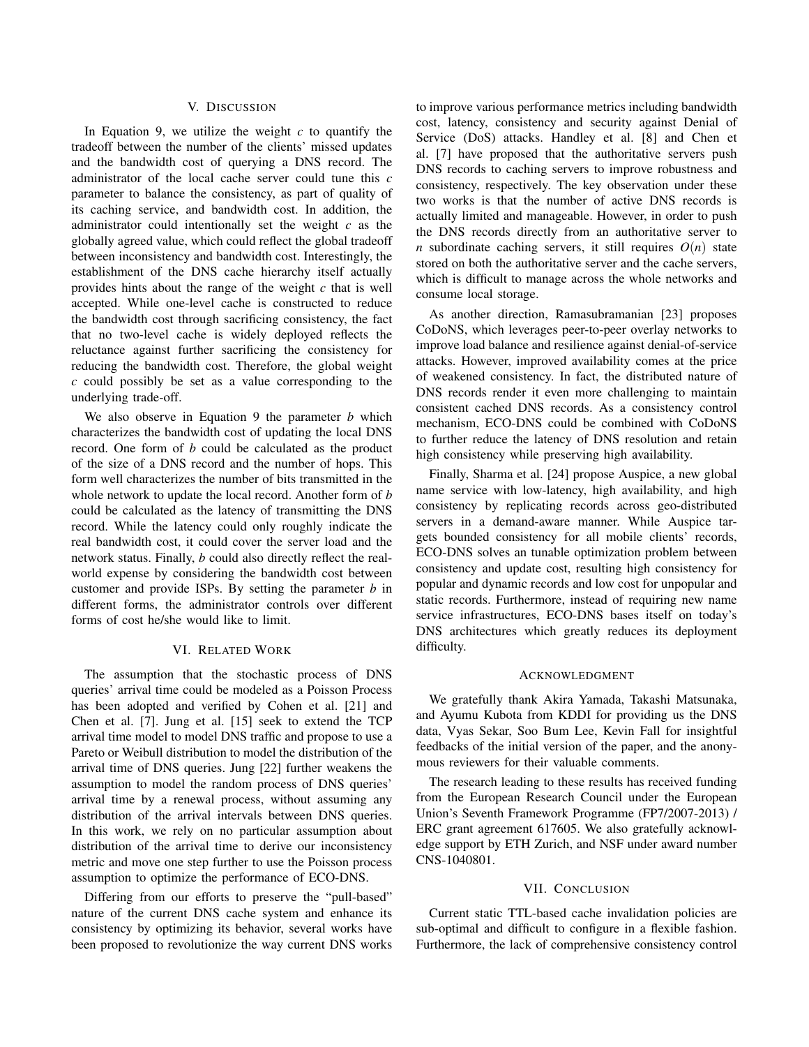## V. Discussion

In Equation 9, we utilize the weight $c$ to quantify the tradeoff between the number of the clients' missed updates and the bandwidth cost of querying a DNS record. The administrator of the local cache server could tune this $c$ parameter to balance the consistency, as part of quality of its caching service, and bandwidth cost. In addition, the administrator could intentionally set the weight $c$ as the globally agreed value, which could reflect the global tradeoff between inconsistency and bandwidth cost. Interestingly, the establishment of the DNS cache hierarchy itself actually provides hints about the range of the weight $c$ that is well accepted. While one-level cache is constructed to reduce the bandwidth cost through sacrificing consistency, the fact that no two-level cache is widely deployed reflects the reluctance against further sacrificing the consistency for reducing the bandwidth cost. Therefore, the global weight $c$ could possibly be set as a value corresponding to the underlying trade-off.

We also observe in Equation 9 the parameter $b$ which characterizes the bandwidth cost of updating the local DNS record. One form of $b$ could be calculated as the product of the size of a DNS record and the number of hops. This form well characterizes the number of bits transmitted in the whole network to update the local record. Another form of $b$ could be calculated as the latency of transmitting the DNS record. While the latency could only roughly indicate the real bandwidth cost, it could cover the server load and the network status. Finally, $b$ could also directly reflect the real-world expense by considering the bandwidth cost between customer and provide ISPs. By setting the parameter $b$ in different forms, the administrator controls over different forms of cost he/she would like to limit.

## VI. Related Work

The assumption that the stochastic process of DNS queries' arrival time could be modeled as a Poisson Process has been adopted and verified by Cohen et al. [21] and Chen et al. [7]. Jung et al. [15] seek to extend the TCP arrival time model to model DNS traffic and propose to use a Pareto or Weibull distribution to model the distribution of the arrival time of DNS queries. Jung [22] further weakens the assumption to model the random process of DNS queries' arrival time by a renewal process, without assuming any distribution of the arrival intervals between DNS queries. In this work, we rely on no particular assumption about distribution of the arrival time to derive our inconsistency metric and move one step further to use the Poisson process assumption to optimize the performance of ECO-DNS.

Differing from our efforts to preserve the "pull-based" nature of the current DNS cache system and enhance its consistency by optimizing its behavior, several works have been proposed to revolutionize the way current DNS works to improve various performance metrics including bandwidth cost, latency, consistency and security against Denial of Service (DoS) attacks. Handley et al. [8] and Chen et al. [7] have proposed that the authoritative servers push DNS records to caching servers to improve robustness and consistency, respectively. The key observation under these two works is that the number of active DNS records is actually limited and manageable. However, in order to push the DNS records directly from an authoritative server to $n$ subordinate caching servers, it still requires $O(n)$ state stored on both the authoritative server and the cache servers, which is difficult to manage across the whole networks and consume local storage.

As another direction, Ramasubramanian [23] proposes CoDoNS, which leverages peer-to-peer overlay networks to improve load balance and resilience against denial-of-service attacks. However, improved availability comes at the price of weakened consistency. In fact, the distributed nature of DNS records render it even more challenging to maintain consistent cached DNS records. As a consistency control mechanism, ECO-DNS could be combined with CoDoNS to further reduce the latency of DNS resolution and retain high consistency while preserving high availability.

Finally, Sharma et al. [24] propose Auspice, a new global name service with low-latency, high availability, and high consistency by replicating records across geo-distributed servers in a demand-aware manner. While Auspice targets bounded consistency for all mobile clients' records, ECO-DNS solves an tunable optimization problem between consistency and update cost, resulting high consistency for popular and dynamic records and low cost for unpopular and static records. Furthermore, instead of requiring new name service infrastructures, ECO-DNS bases itself on today's DNS architectures which greatly reduces its deployment difficulty.

## Acknowledgment

We gratefully thank Akira Yamada, Takashi Matsunaka, and Ayumu Kubota from KDDI for providing us the DNS data, Vyas Sekar, Soo Bum Lee, Kevin Fall for insightful feedbacks of the initial version of the paper, and the anonymous reviewers for their valuable comments.

The research leading to these results has received funding from the European Research Council under the European Union's Seventh Framework Programme (FP7/2007-2013) / ERC grant agreement 617605. We also gratefully acknowledge support by ETH Zurich, and NSF under award number CNS-1040801.

## VII. Conclusion

Current static TTL-based cache invalidation policies are sub-optimal and difficult to configure in a flexible fashion. Furthermore, the lack of comprehensive consistency control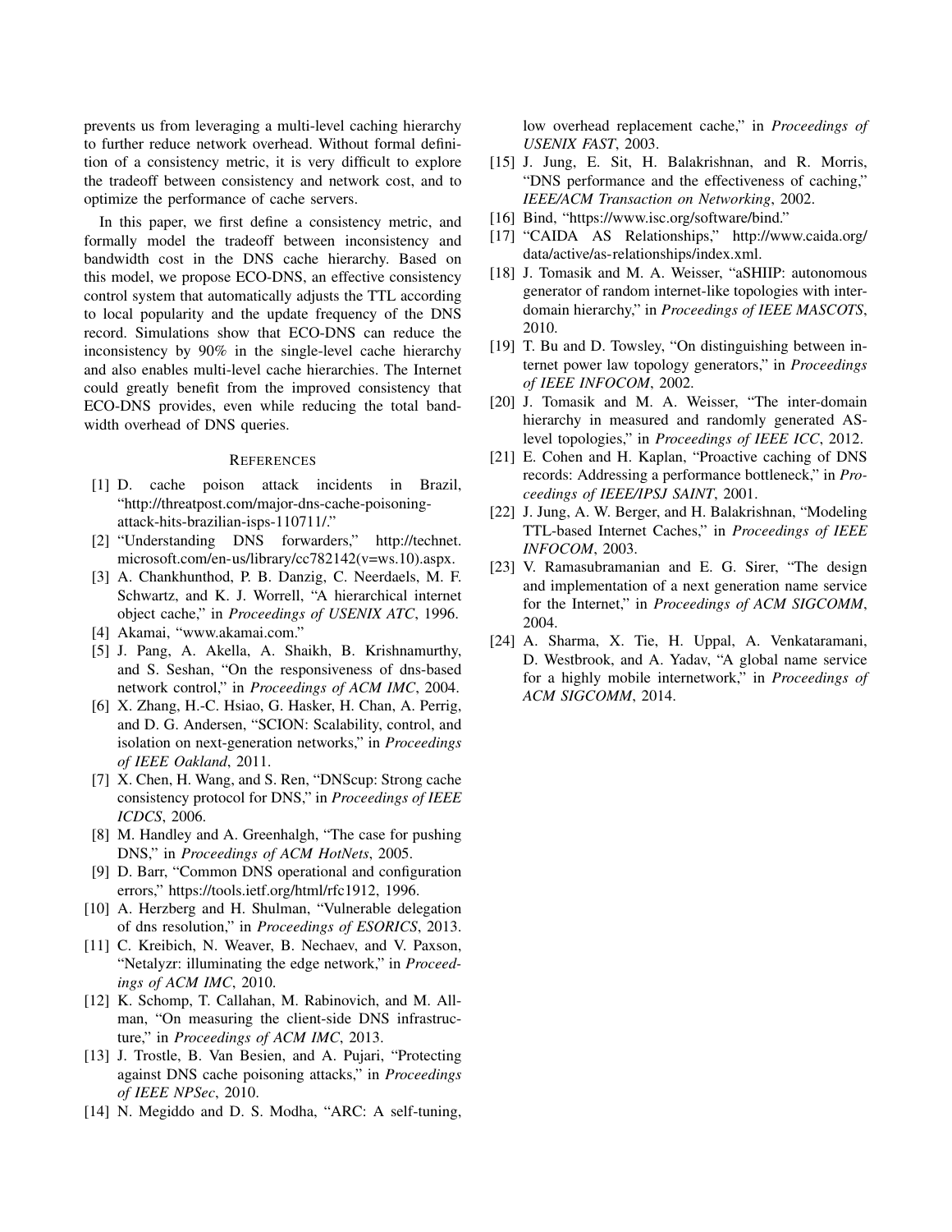prevents us from leveraging a multi-level caching hierarchy to further reduce network overhead. Without formal definition of a consistency metric, it is very difficult to explore the tradeoff between consistency and network cost, and to optimize the performance of cache servers.

In this paper, we first define a consistency metric, and formally model the tradeoff between inconsistency and bandwidth cost in the DNS cache hierarchy. Based on this model, we propose ECO-DNS, an effective consistency control system that automatically adjusts the TTL according to local popularity and the update frequency of the DNS record. Simulations show that ECO-DNS can reduce the inconsistency by 90% in the single-level cache hierarchy and also enables multi-level cache hierarchies. The Internet could greatly benefit from the improved consistency that ECO-DNS provides, even while reducing the total bandwidth overhead of DNS queries.

## References

[1] D. cache poison attack incidents in Brazil, "http://threatpost.com/major-dns-cache-poisoning-attack-hits-brazilian-isps-110711/."

[2] "Understanding DNS forwarders," http://technet.microsoft.com/en-us/library/cc782142(v=ws.10).aspx.

[3] A. Chankhunthod, P. B. Danzig, C. Neerdaels, M. F. Schwartz, and K. J. Worrell, "A hierarchical internet object cache," in *Proceedings of USENIX ATC*, 1996.

[4] Akamai, "www.akamai.com."

[5] J. Pang, A. Akella, A. Shaikh, B. Krishnamurthy, and S. Seshan, "On the responsiveness of dns-based network control," in *Proceedings of ACM IMC*, 2004.

[6] X. Zhang, H.-C. Hsiao, G. Hasker, H. Chan, A. Perrig, and D. G. Andersen, "SCION: Scalability, control, and isolation on next-generation networks," in *Proceedings of IEEE Oakland*, 2011.

[7] X. Chen, H. Wang, and S. Ren, "DNScup: Strong cache consistency protocol for DNS," in *Proceedings of IEEE ICDCS*, 2006.

[8] M. Handley and A. Greenhalgh, "The case for pushing DNS," in *Proceedings of ACM HotNets*, 2005.

[9] D. Barr, "Common DNS operational and configuration errors," https://tools.ietf.org/html/rfc1912, 1996.

[10] A. Herzberg and H. Shulman, "Vulnerable delegation of dns resolution," in *Proceedings of ESORICS*, 2013.

[11] C. Kreibich, N. Weaver, B. Nechaev, and V. Paxson, "Netalyzr: illuminating the edge network," in *Proceedings of ACM IMC*, 2010.

[12] K. Schomp, T. Callahan, M. Rabinovich, and M. Allman, "On measuring the client-side DNS infrastructure," in *Proceedings of ACM IMC*, 2013.

[13] J. Trostle, B. Van Besien, and A. Pujari, "Protecting against DNS cache poisoning attacks," in *Proceedings of IEEE NPSec*, 2010.

[14] N. Megiddo and D. S. Modha, "ARC: A self-tuning, low overhead replacement cache," in *Proceedings of USENIX FAST*, 2003.

[15] J. Jung, E. Sit, H. Balakrishnan, and R. Morris, "DNS performance and the effectiveness of caching," *IEEE/ACM Transaction on Networking*, 2002.

[16] Bind, "https://www.isc.org/software/bind."

[17] "CAIDA AS Relationships," http://www.caida.org/data/active/as-relationships/index.xml.

[18] J. Tomasik and M. A. Weisser, "aSHIIP: autonomous generator of random internet-like topologies with inter-domain hierarchy," in *Proceedings of IEEE MASCOTS*, 2010.

[19] T. Bu and D. Towsley, "On distinguishing between internet power law topology generators," in *Proceedings of IEEE INFOCOM*, 2002.

[20] J. Tomasik and M. A. Weisser, "The inter-domain hierarchy in measured and randomly generated AS-level topologies," in *Proceedings of IEEE ICC*, 2012.

[21] E. Cohen and H. Kaplan, "Proactive caching of DNS records: Addressing a performance bottleneck," in *Proceedings of IEEE/IPSJ SAINT*, 2001.

[22] J. Jung, A. W. Berger, and H. Balakrishnan, "Modeling TTL-based Internet Caches," in *Proceedings of IEEE INFOCOM*, 2003.

[23] V. Ramasubramanian and E. G. Sirer, "The design and implementation of a next generation name service for the Internet," in *Proceedings of ACM SIGCOMM*, 2004.

[24] A. Sharma, X. Tie, H. Uppal, A. Venkataramani, D. Westbrook, and A. Yadav, "A global name service for a highly mobile internetwork," in *Proceedings of ACM SIGCOMM*, 2014.